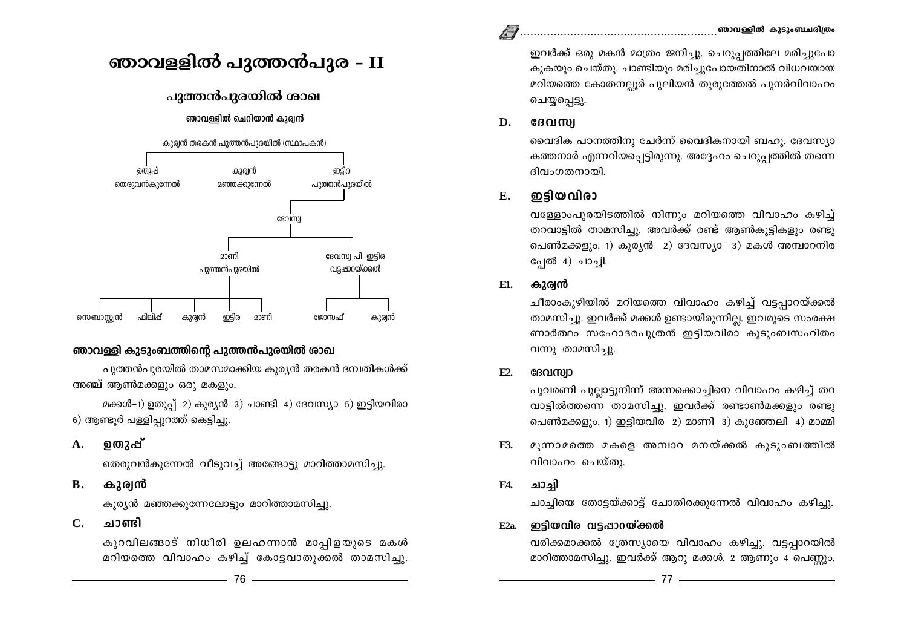# ഞാവള്ളിൽ പുത്തൻപുര - II

## പുത്തൻപുരയിൽ ശാഖ

ഞാവള്ളിൽ ചെറിയാൻ കുര്യൻ

കുര്യൻ തരകൻ പുത്തൻപുരയിൽ (സ്ഥാപകൻ)

- ഉതുപ്പ് — തെരുവൻകുന്നേൽ
- കുര്യൻ — മഞ്ഞക്കുന്നേൽ
- ഇട്ടിര — പുത്തൻപുരയിൽ
  - ദേവസ്യ
    - മാണി — പുത്തൻപുരയിൽ
      - സെബാസ്റ്റ്യൻ
      - ഫിലിപ്പ്
      - കുര്യൻ
      - ഇട്ടിര
      - മാണി
    - ദേവസ്യ പി. ഇട്ടിര — വട്ടപ്പാറയ്ക്കൽ
      - ജോസഫ്
      - കുര്യൻ

### ഞാവള്ളി കുടുംബത്തിന്റെ പുത്തൻപുരയിൽ ശാഖ

പുത്തൻപുരയിൽ താമസമാക്കിയ കുര്യൻ തരകൻ ദമ്പതികൾക്ക് അഞ്ച് ആൺമക്കളും ഒരു മകളും.

മക്കൾ–1) ഉതുപ്പ് 2) കുര്യൻ 3) ചാണ്ടി 4) ദേവസ്യാ 5) ഇട്ടിയവിരാ 6) ആണ്ടൂർ പള്ളിപ്പുറത്ത് കെട്ടിച്ചു.

### A. ഉതുപ്പ്

തെരുവൻകുന്നേൽ വീടുവച്ച് അങ്ങോട്ടു മാറിത്താമസിച്ചു.

### B. കുര്യൻ

കുര്യൻ മഞ്ഞക്കുന്നേലോട്ടും മാറിത്താമസിച്ചു.

### C. ചാണ്ടി

കുറവിലങ്ങാട് നിധീരി ഉലഹന്നാൻ മാപ്പിളയുടെ മകൾ മറിയത്തെ വിവാഹം കഴിച്ച് കോട്ടവാതുക്കൽ താമസിച്ചു. ഇവർക്ക് ഒരു മകൻ മാത്രം ജനിച്ചു. ചെറുപ്പത്തിലേ മരിച്ചുപോകുകയും ചെയ്തു. ചാണ്ടിയും മരിച്ചുപോയതിനാൽ വിധവയായ മറിയത്തെ കോതനല്ലൂർ പുലിയൻ തുരുത്തേൽ പുനർവിവാഹം ചെയ്യപ്പെട്ടു.

### D. ദേവസ്യ

വൈദിക പഠനത്തിനു ചേർന്ന് വൈദികനായി ബഹു. ദേവസ്യാ കത്തനാർ എന്നറിയപ്പെട്ടിരുന്നു. അദ്ദേഹം ചെറുപ്പത്തിൽ തന്നെ ദിവംഗതനായി.

### E. ഇട്ടിയവിരാ

വള്ളോംപുരയിടത്തിൽ നിന്നും മറിയത്തെ വിവാഹം കഴിച്ച് തറവാട്ടിൽ താമസിച്ചു. അവർക്ക് രണ്ട് ആൺകുട്ടികളും രണ്ടു പെൺമക്കളും. 1) കുര്യൻ 2) ദേവസ്യാ 3) മകൾ അമ്പാറനിരപ്പേൽ 4) ചാച്ചി.

### E1. കുര്യൻ

ചീരാംകുഴിയിൽ മറിയത്തെ വിവാഹം കഴിച്ച് വട്ടപ്പാറയ്ക്കൽ താമസിച്ചു. ഇവർക്ക് മക്കൾ ഉണ്ടായിരുന്നില്ല. ഇവരുടെ സംരക്ഷണാർത്ഥം സഹോദരപുത്രൻ ഇട്ടിയവിരാ കുടുംബസഹിതം വന്നു താമസിച്ചു.

### E2. ദേവസ്യാ

പൂവരണി പുല്ലാട്ടുനിന്ന് അന്നക്കൊച്ചിനെ വിവാഹം കഴിച്ച് തറവാട്ടിൽത്തന്നെ താമസിച്ചു. ഇവർക്ക് രണ്ടാൺമക്കളും രണ്ടു പെൺമക്കളും. 1) ഇട്ടിയവിര 2) മാണി 3) കുഞ്ഞേലി 4) മാമ്മി

### E3.

മൂന്നാമത്തെ മകളെ അമ്പാറ മനയ്ക്കൽ കുടുംബത്തിൽ വിവാഹം ചെയ്തു.

### E4. ചാച്ചി

ചാച്ചിയെ തോട്ടയ്ക്കാട്ട് ചോതിരക്കുന്നേൽ വിവാഹം കഴിച്ചു.

### E2a. ഇട്ടിയവിര വട്ടപ്പാറയ്ക്കൽ

വരിക്കമാക്കൽ ത്രേസ്യായെ വിവാഹം കഴിച്ചു. വട്ടപ്പാറയിൽ മാറിത്താമസിച്ചു. ഇവർക്ക് ആറു മക്കൾ. 2 ആണും 4 പെണ്ണും.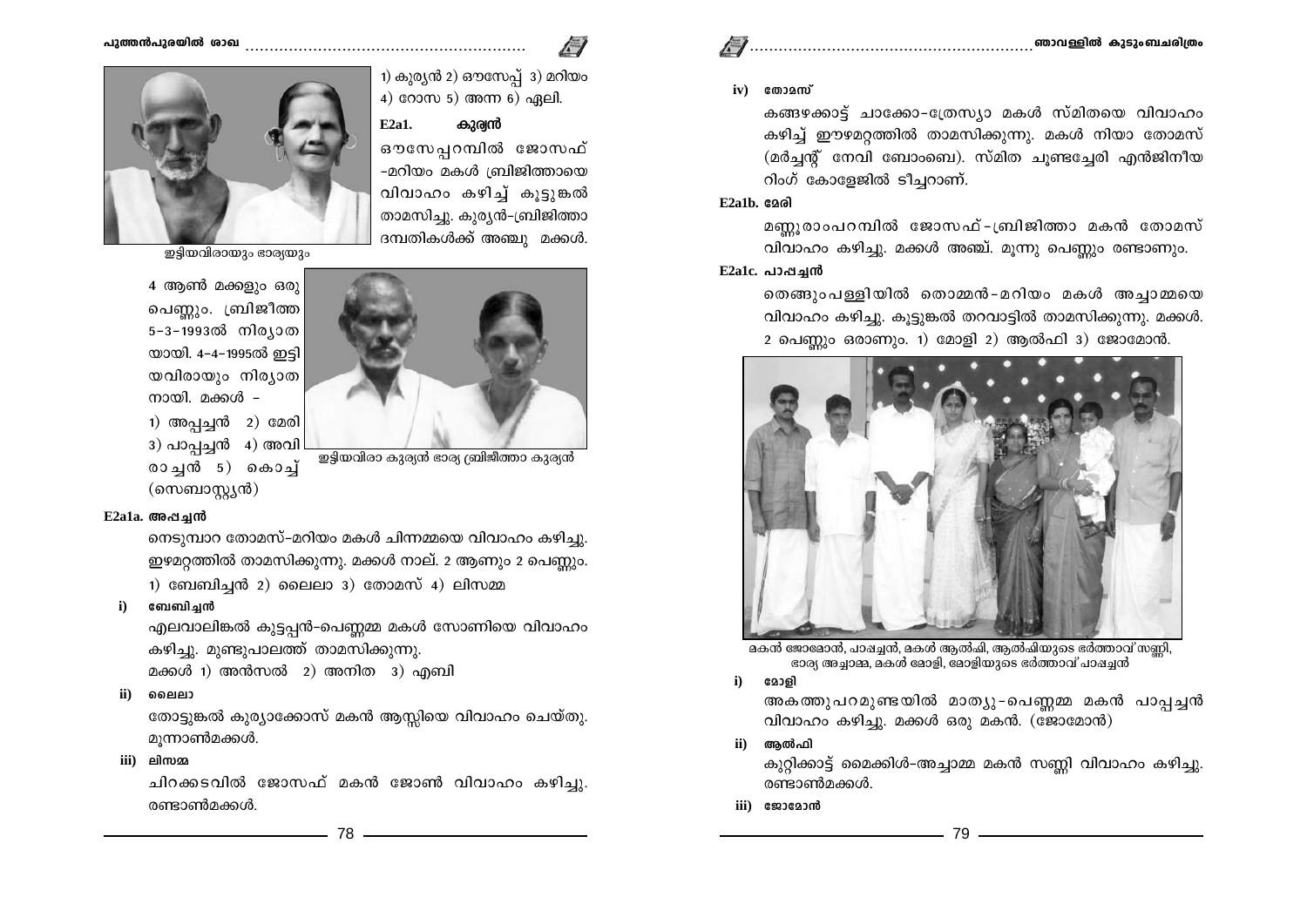1) കുര്യൻ 2) ഔസേപ്പ് 3) മറിയം 4) റോസ 5) അന്ന 6) ഏലി.

### E2a1. കുര്യൻ

ഔസേപ്പറമ്പിൽ ജോസഫ് -മറിയം മകൾ ബ്രിജിത്തായെ വിവാഹം കഴിച്ച് കൂട്ടുങ്കൽ താമസിച്ചു. കുര്യൻ-ബ്രിജിത്താ ദമ്പതികൾക്ക് അഞ്ചു മക്കൾ.

ഇട്ടിയവിരായും ഭാര്യയും

4 ആൺ മക്കളും ഒരു പെണ്ണും. ബ്രിജീത്ത 5-3-1993ൽ നിര്യാതയായി. 4-4-1995ൽ ഇട്ടിയവിരായും നിര്യാതനായി. മക്കൾ -

1) അപ്പച്ചൻ 2) മേരി 3) പാപ്പച്ചൻ 4) അവിരാച്ചൻ 5) കൊച്ച് (സെബാസ്റ്റ്യൻ)

ഇട്ടിയവിരാ കുര്യൻ ഭാര്യ ബ്രിജീത്താ കുര്യൻ

### E2a1a. അപ്പച്ചൻ

നെടുമ്പാറ തോമസ്-മറിയം മകൾ ചിന്നമ്മയെ വിവാഹം കഴിച്ചു. ഈഴമറ്റത്തിൽ താമസിക്കുന്നു. മക്കൾ നാല്. 2 ആണും 2 പെണ്ണും.

1) ബേബിച്ചൻ 2) ലൈലാ 3) തോമസ് 4) ലിസമ്മ

**i) ബേബിച്ചൻ**

എലവാലിങ്കൽ കുട്ടപ്പൻ-പെണ്ണമ്മ മകൾ സോണിയെ വിവാഹം കഴിച്ചു. മുണ്ടുപാലത്ത് താമസിക്കുന്നു.

മക്കൾ 1) അൻസൽ 2) അനിത 3) എബി

**ii) ലൈലാ**

തോട്ടുങ്കൽ കുര്യാക്കോസ് മകൻ ആസ്സിയെ വിവാഹം ചെയ്തു. മൂന്നാൺമക്കൾ.

**iii) ലിസമ്മ**

ചിറക്കടവിൽ ജോസഫ് മകൻ ജോൺ വിവാഹം കഴിച്ചു. രണ്ടാൺമക്കൾ.

**iv) തോമസ്**

കങ്ങഴക്കാട്ട് ചാക്കോ-ത്രേസ്യാ മകൾ സ്മിതയെ വിവാഹം കഴിച്ച് ഈഴമറ്റത്തിൽ താമസിക്കുന്നു. മകൾ നിയാ തോമസ് (മർച്ചന്റ് നേവി ബോംബെ). സ്മിത ചൂണ്ടച്ചേരി എൻജിനീയറിംഗ് കോളേജിൽ ടീച്ചറാണ്.

### E2a1b. മേരി

മണ്ണൂരാംപറമ്പിൽ ജോസഫ്-ബ്രിജിത്താ മകൻ തോമസ് വിവാഹം കഴിച്ചു. മക്കൾ അഞ്ച്. മൂന്നു പെണ്ണും രണ്ടാണും.

### E2a1c. പാപ്പച്ചൻ

തെങ്ങുംപള്ളിയിൽ തൊമ്മൻ-മറിയം മകൾ അച്ചാമ്മയെ വിവാഹം കഴിച്ചു. കൂട്ടുങ്കൽ തറവാട്ടിൽ താമസിക്കുന്നു. മക്കൾ. 2 പെണ്ണും ഒരാണും. 1) മോളി 2) ആൽഫി 3) ജോമോൻ.

മകൻ ജോമോൻ, പാപ്പച്ചൻ, മകൾ ആൽഫി, ആൽഫിയുടെ ഭർത്താവ് സണ്ണി, ഭാര്യ അച്ചാമ്മ, മകൾ മോളി, മോളിയുടെ ഭർത്താവ് പാപ്പച്ചൻ

**i) മോളി**

അകത്തുപറമുണ്ടയിൽ മാത്യു-പെണ്ണമ്മ മകൻ പാപ്പച്ചൻ വിവാഹം കഴിച്ചു. മക്കൾ ഒരു മകൻ. (ജോമോൻ)

**ii) ആൽഫി**

കുറ്റിക്കാട്ട് മൈക്കിൾ-അച്ചാമ്മ മകൻ സണ്ണി വിവാഹം കഴിച്ചു. രണ്ടാൺമക്കൾ.

**iii) ജോമോൻ**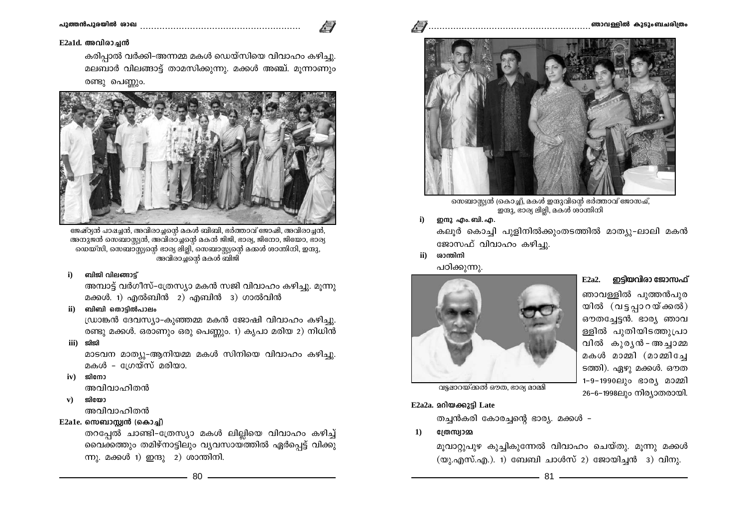### E2a1d. അവിരാച്ചൻ

കരിപ്പാൽ വർക്കി–അന്നമ്മ മകൾ ഡെയ്സിയെ വിവാഹം കഴിച്ചു. മലബാർ വിലങ്ങാട്ട് താമസിക്കുന്നു. മക്കൾ അഞ്ച്. മൂന്നാണും രണ്ടു പെണ്ണും.

ജേഷ്ഠ്യൻ പാപ്പച്ചൻ, അവിരാച്ചന്റെ മകൾ ബിബി, ഭർത്താവ് ജോഷി, അവിരാച്ചൻ, അനുജൻ സെബാസ്റ്റ്യൻ, അവിരാച്ചന്റെ മകൻ ജിജി, ഭാര്യ, ജിനോ, ജിയോ, ഭാര്യ ഡെയ്സി, സെബാസ്റ്റ്യന്റെ ഭാര്യ ലില്ലി, സെബാസ്റ്റ്യന്റെ മക്കൾ ശാന്തിനി, ഇന്ദു, അവിരാച്ചന്റെ മകൾ ബിജി

**i) ബിജി വിലങ്ങാട്ട്**

അമ്പാട്ട് വർഗീസ്–ത്രേസ്യാ മകൻ സജി വിവാഹം കഴിച്ചു. മൂന്നു മക്കൾ. 1) എൽബിൻ 2) എബിൻ 3) ഗാൽവിൻ

**ii) ബിബി തൊട്ടിൽപാലം**

ഡ്രാങ്കൻ ദേവസ്യാ–കുഞ്ഞമ്മ മകൻ ജോഷി വിവാഹം കഴിച്ചു. രണ്ടു മക്കൾ. ഒരാണും ഒരു പെണ്ണും. 1) കൃപാ മരിയ 2) നിധിൻ

**iii) ജിജി**

മാടവന മാത്യു–ആനിയമ്മ മകൾ സിനിയെ വിവാഹം കഴിച്ചു. മകൾ – ഗ്രേയ്സ് മരിയാ.

**iv) ജിനോ**

അവിവാഹിതൻ

**v) ജിയോ**

അവിവാഹിതൻ

### E2a1e. സെബാസ്റ്റ്യൻ (കൊച്ച്)

തറപ്പേൽ ചാണ്ടി–ത്രേസ്യാ മകൾ ലില്ലിയെ വിവാഹം കഴിച്ച് വൈക്കത്തും തമിഴ്നാട്ടിലും വ്യവസായത്തിൽ ഏർപ്പെട്ട് വിക്കുന്നു. മക്കൾ 1) ഇന്ദു 2) ശാന്തിനി.

സെബാസ്റ്റ്യൻ (കൊച്ച്), മകൾ ഇന്ദുവിന്റെ ഭർത്താവ് ജോസഫ്, ഇന്ദു, ഭാര്യ ലില്ലി, മകൾ ശാന്തിനി

**i) ഇന്ദു എം. ബി. എ.**

കലൂർ കൊച്ചി പുളിനിൽക്കുംതടത്തിൽ മാത്യു–ലാലി മകൻ ജോസഫ് വിവാഹം കഴിച്ചു.

**ii) ശാന്തിനി**

പഠിക്കുന്നു.

### E2a2. ഇട്ടിയവിരാ ജോസഫ്

ഞാവള്ളിൽ പുത്തൻപുരയിൽ (വട്ടപ്പാറയ്ക്കൽ) ഔതച്ചേട്ടൻ. ഭാര്യ ഞാവള്ളിൽ പുതിയിടത്തുപ്രാവിൽ കുര്യൻ–അച്ചാമ്മ മകൾ മാമ്മി (മാമ്മിച്ചേടത്തി). ഏഴു മക്കൾ. ഔത 1-9-1990ലും ഭാര്യ മാമ്മി 26-6-1998ലും നിര്യാതരായി.

വട്ടപ്പാറയ്ക്കൽ ഔത, ഭാര്യ മാമ്മി

### E2a2a. മറിയക്കുട്ടി Late

തച്ചൻകരി കോരച്ചന്റെ ഭാര്യ. മക്കൾ –

**1) ത്രേസ്യാമ്മ**

മൂവാറ്റുപുഴ കുച്ചികുന്നേൽ വിവാഹം ചെയ്തു. മൂന്നു മക്കൾ (യു.എസ്.എ.). 1) ബേബി ചാൾസ് 2) ജോയിച്ചൻ 3) വിനു.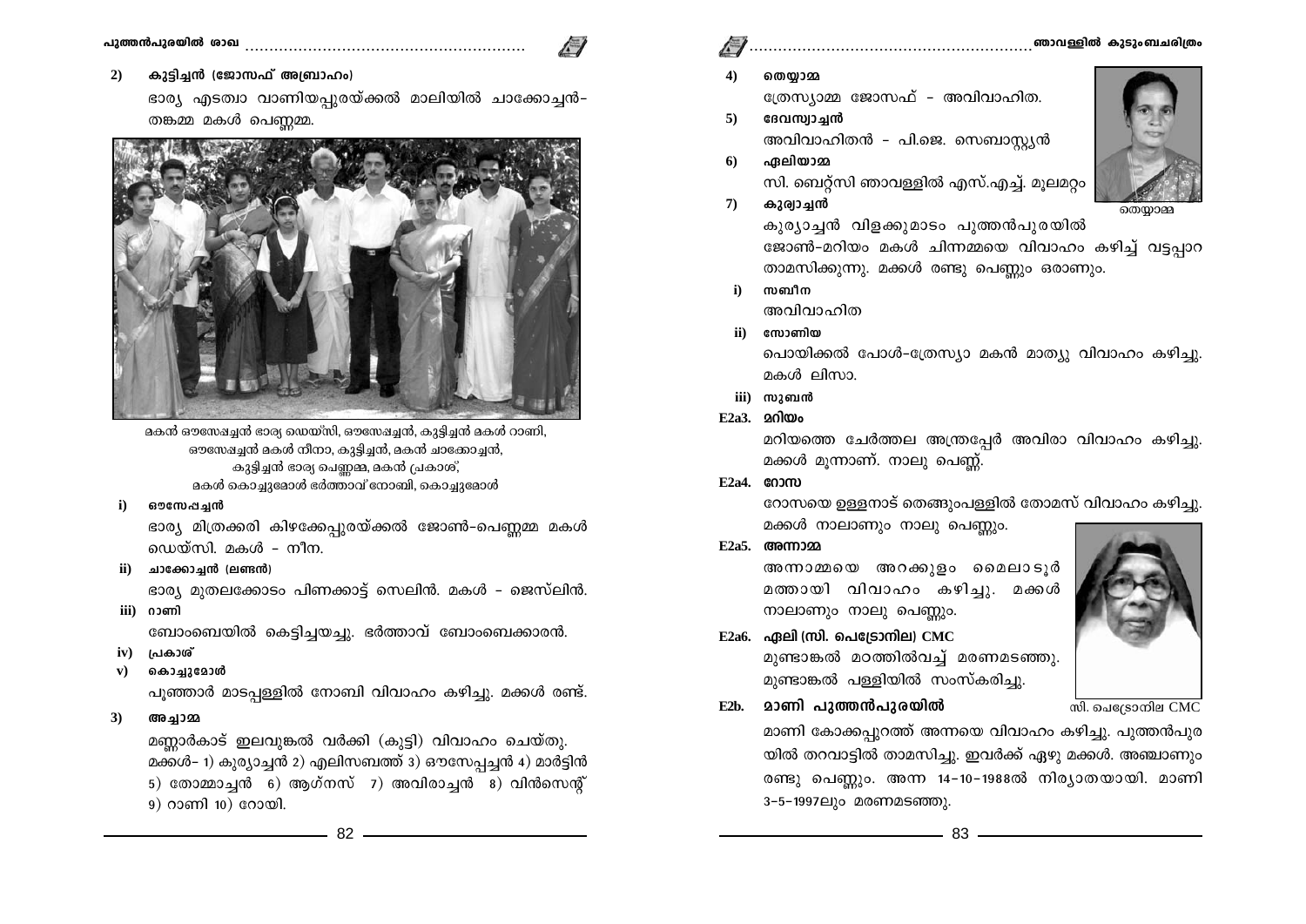2) **കുട്ടിച്ചൻ (ജോസഫ് അബ്രാഹം)**

ഭാര്യ എടത്വാ വാണിയപ്പുരയ്ക്കൽ മാലിയിൽ ചാക്കോച്ചൻ-തങ്കമ്മ മകൾ പെണ്ണമ്മ.

മകൻ ഔസേപ്പച്ചൻ ഭാര്യ ഡെയ്സി, ഔസേപ്പച്ചൻ, കുട്ടിച്ചൻ മകൾ റാണി, ഔസേപ്പച്ചൻ മകൾ നീനാ, കുട്ടിച്ചൻ, മകൻ ചാക്കോച്ചൻ, കുട്ടിച്ചൻ ഭാര്യ പെണ്ണമ്മ, മകൻ പ്രകാശ്, മകൾ കൊച്ചുമോൾ ഭർത്താവ് നോബി, കൊച്ചുമോൾ

i) **ഔസേപ്പച്ചൻ**

ഭാര്യ മിത്രക്കരി കിഴക്കേപ്പുരയ്ക്കൽ ജോൺ-പെണ്ണമ്മ മകൾ ഡെയ്സി. മകൾ - നീന.

ii) **ചാക്കോച്ചൻ (ലണ്ടൻ)**

ഭാര്യ മുതലക്കോടം പിണക്കാട്ട് സെലിൻ. മകൾ - ജെസ്‌ലിൻ.

iii) **റാണി**

ബോംബെയിൽ കെട്ടിച്ചയച്ചു. ഭർത്താവ് ബോംബെക്കാരൻ.

iv) **പ്രകാശ്**

v) **കൊച്ചുമോൾ**

പൂഞ്ഞാർ മാടപ്പള്ളിൽ നോബി വിവാഹം കഴിച്ചു. മക്കൾ രണ്ട്.

3) **അച്ചാമ്മ**

മണ്ണാർകാട് ഇലവുങ്കൽ വർക്കി (കുട്ടി) വിവാഹം ചെയ്തു. മക്കൾ- 1) കുര്യാച്ചൻ 2) എലിസബത്ത് 3) ഔസേപ്പച്ചൻ 4) മാർട്ടിൻ 5) തോമ്മാച്ചൻ 6) ആഗ്നസ് 7) അവിരാച്ചൻ 8) വിൻസെന്റ് 9) റാണി 10) റോയി.

4) **തെയ്യാമ്മ**

ത്രേസ്യാമ്മ ജോസഫ് - അവിവാഹിത.

5) **ദേവസ്യാച്ചൻ**

അവിവാഹിതൻ - പി.ജെ. സെബാസ്റ്റ്യൻ

6) **ഏലിയാമ്മ**

സി. ബെറ്റ്സി ഞാവള്ളിൽ എസ്.എച്ച്. മൂലമറ്റം

7) **കുര്യാച്ചൻ**

കുര്യാച്ചൻ വിളക്കുമാടം പുത്തൻപുരയിൽ ജോൺ-മറിയം മകൾ ചിന്നമ്മയെ വിവാഹം കഴിച്ച് വട്ടപ്പാറ താമസിക്കുന്നു. മക്കൾ രണ്ടു പെണ്ണും ഒരാണും.

തെയ്യാമ്മ

i) **സബീന**

അവിവാഹിത

ii) **സോണിയ**

പൊയിക്കൽ പോൾ-ത്രേസ്യാ മകൻ മാത്യു വിവാഹം കഴിച്ചു. മകൾ ലിസാ.

iii) **സുബൻ**

E2a3. **മറിയം**

മറിയത്തെ ചേർത്തല അന്ത്രപ്പേർ അവിരാ വിവാഹം കഴിച്ചു. മക്കൾ മൂന്നാണ്. നാലു പെണ്ണ്.

E2a4. **റോസ**

റോസയെ ഉള്ളനാട് തെങ്ങുംപള്ളിൽ തോമസ് വിവാഹം കഴിച്ചു. മക്കൾ നാലാണും നാലു പെണ്ണും.

E2a5. **അന്നാമ്മ**

അന്നാമ്മയെ അറക്കുളം മൈലാടൂർ മത്തായി വിവാഹം കഴിച്ചു. മക്കൾ നാലാണും നാലു പെണ്ണും.

E2a6. **ഏലി (സി. പെട്രോനില) CMC**

മുണ്ടാങ്കൽ മഠത്തിൽവച്ച് മരണമടഞ്ഞു. മുണ്ടാങ്കൽ പള്ളിയിൽ സംസ്കരിച്ചു.

സി. പെട്രോനില CMC

E2b. **മാണി പുത്തൻപുരയിൽ**

മാണി കോക്കപ്പുറത്ത് അന്നയെ വിവാഹം കഴിച്ചു. പുത്തൻപുരയിൽ തറവാട്ടിൽ താമസിച്ചു. ഇവർക്ക് ഏഴു മക്കൾ. അഞ്ചാണും രണ്ടു പെണ്ണും. അന്ന 14-10-1988ൽ നിര്യാതയായി. മാണി 3-5-1997ലും മരണമടഞ്ഞു.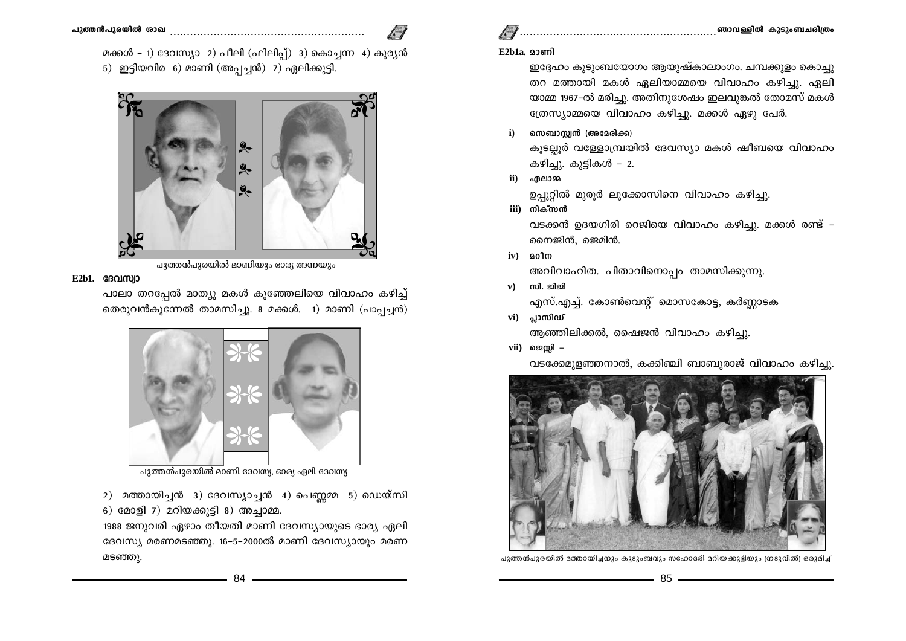മക്കൾ – 1) ദേവസ്യാ 2) പീലി (ഫിലിപ്പ്) 3) കൊച്ചന്ന 4) കുര്യൻ 5) ഇട്ടിയവിര 6) മാണി (അപ്പച്ചൻ) 7) ഏലിക്കുട്ടി.

പുത്തൻപുരയിൽ മാണിയും ഭാര്യ അന്നയും

### E2b1. ദേവസ്യാ

പാലാ തറപ്പേൽ മാത്യു മകൾ കുഞ്ഞേലിയെ വിവാഹം കഴിച്ച് തെരുവൻകുന്നേൽ താമസിച്ചു. 8 മക്കൾ. 1) മാണി (പാപ്പച്ചൻ)

പുത്തൻപുരയിൽ മാണി ദേവസ്യ, ഭാര്യ ഏലി ദേവസ്യ

2) മത്തായിച്ചൻ 3) ദേവസ്യാച്ചൻ 4) പെണ്ണമ്മ 5) ഡെയ്സി 6) മോളി 7) മറിയക്കുട്ടി 8) അച്ചാമ്മ.

1988 ജനുവരി ഏഴാം തീയതി മാണി ദേവസ്യായുടെ ഭാര്യ ഏലി ദേവസ്യ മരണമടഞ്ഞു. 16-5-2000ൽ മാണി ദേവസ്യായും മരണമടഞ്ഞു.

### E2b1a. മാണി

ഇദ്ദേഹം കുടുംബയോഗം ആയുഷ്കാലാംഗം. ചമ്പക്കുളം കൊച്ചുതറ മത്തായി മകൾ ഏലിയാമ്മയെ വിവാഹം കഴിച്ചു. ഏലിയാമ്മ 1967-ൽ മരിച്ചു. അതിനുശേഷം ഇലവുങ്കൽ തോമസ് മകൾ ത്രേസ്യാമ്മയെ വിവാഹം കഴിച്ചു. മക്കൾ ഏഴു പേർ.

i) **സെബാസ്റ്റ്യൻ (അമേരിക്ക)**
കൂടല്ലൂർ വള്ളോമ്പ്രയിൽ ദേവസ്യാ മകൾ ഷീബയെ വിവാഹം കഴിച്ചു. കുട്ടികൾ – 2.

ii) **ഏലാമ്മ**
ഉപ്പൂറ്റിൽ മുരൂർ ലൂക്കോസിനെ വിവാഹം കഴിച്ചു.

iii) **നിക്സൻ**
വടക്കൻ ഉദയഗിരി റെജിയെ വിവാഹം കഴിച്ചു. മക്കൾ രണ്ട് – നൈജിൻ, ജെമിൻ.

iv) **മറീന**
അവിവാഹിത. പിതാവിനൊപ്പം താമസിക്കുന്നു.

v) **സി. ജിജി**
എസ്.എച്ച്. കോൺവെന്റ് മൊസകോട്ട, കർണ്ണാടക

vi) **പ്ലാസിഡ്**
ആഞ്ഞിലിക്കൽ, ഷൈജൻ വിവാഹം കഴിച്ചു.

vii) **ജെസ്സി –**
വടക്കേമുളഞ്ഞനാൽ, കക്കിഞ്ചി ബാബുരാജ് വിവാഹം കഴിച്ചു.

പുത്തൻപുരയിൽ മത്തായിച്ചനും കുടുംബവും സഹോദരി മറിയക്കുട്ടിയും (നടുവിൽ) ഒരുമിച്ച്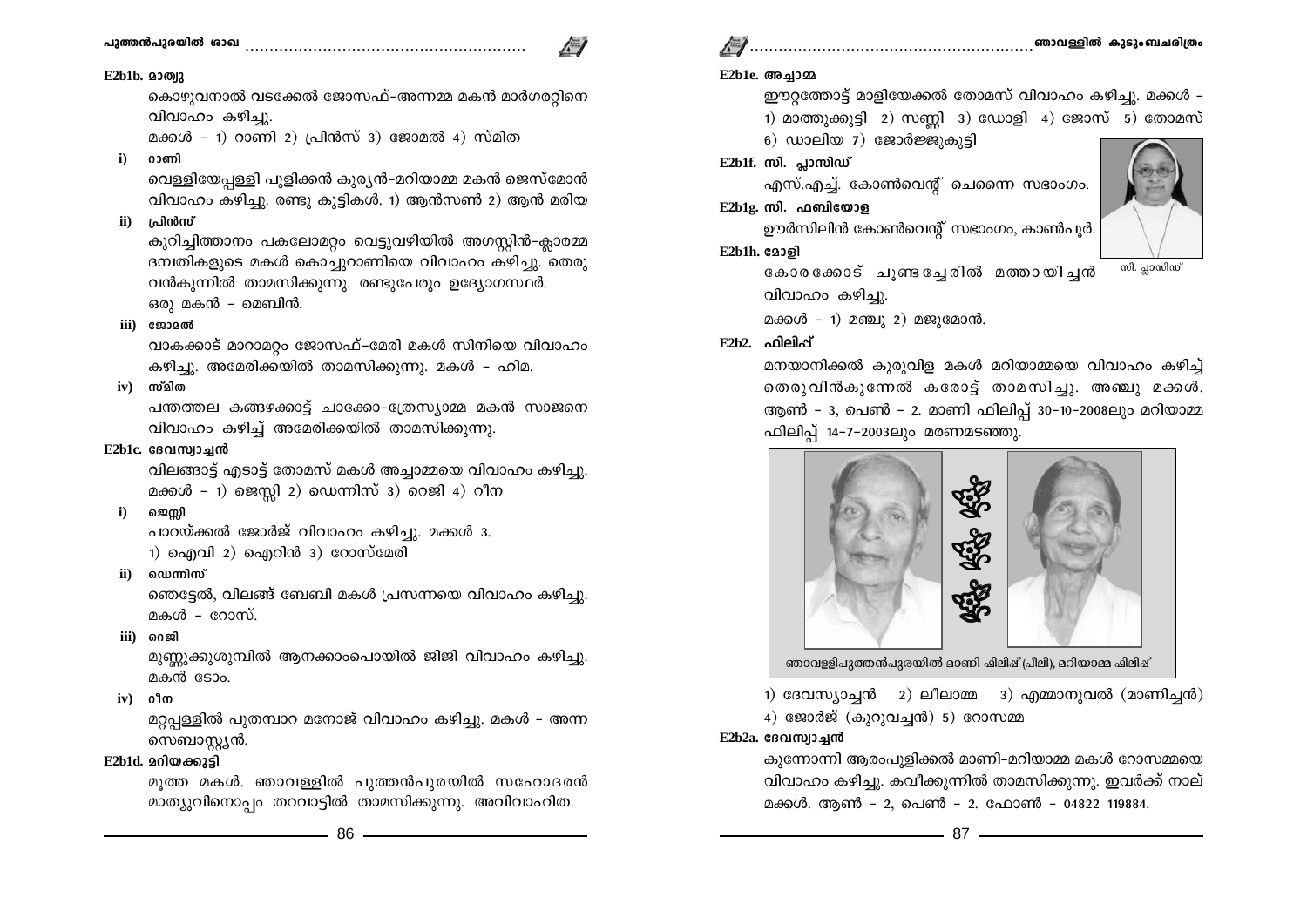### E2b1b. മാത്യു

കൊഴുവനാൽ വടക്കേൽ ജോസഫ്-അന്നമ്മ മകൻ മാർഗരറ്റിനെ വിവാഹം കഴിച്ചു.

മക്കൾ – 1) റാണി 2) പ്രിൻസ് 3) ജോമൽ 4) സ്മിത

**i) റാണി**

വെള്ളിയേപ്പള്ളി പുളിക്കൻ കുര്യൻ-മറിയാമ്മ മകൻ ജെസ്മോൻ വിവാഹം കഴിച്ചു. രണ്ടു കുട്ടികൾ. 1) ആൻസൺ 2) ആൻ മരിയ

**ii) പ്രിൻസ്**

കുറിച്ചിത്താനം പകലോമറ്റം വെട്ടുവഴിയിൽ അഗസ്റ്റിൻ-ക്ലാരമ്മ ദമ്പതികളുടെ മകൾ കൊച്ചുറാണിയെ വിവാഹം കഴിച്ചു. തെരുവൻകുന്നിൽ താമസിക്കുന്നു. രണ്ടുപേരും ഉദ്യോഗസ്ഥർ. ഒരു മകൻ – മെബിൻ.

**iii) ജോമൽ**

വാകക്കാട് മാറാമറ്റം ജോസഫ്-മേരി മകൾ സിനിയെ വിവാഹം കഴിച്ചു. അമേരിക്കയിൽ താമസിക്കുന്നു. മകൾ – ഹിമ.

**iv) സ്മിത**

പന്തത്തല കങ്ങഴക്കാട്ട് ചാക്കോ-ത്രേസ്യാമ്മ മകൻ സാജനെ വിവാഹം കഴിച്ച് അമേരിക്കയിൽ താമസിക്കുന്നു.

### E2b1c. ദേവസ്യാച്ചൻ

വിലങ്ങാട്ട് എടാട്ട് തോമസ് മകൾ അച്ചാമ്മയെ വിവാഹം കഴിച്ചു.

മക്കൾ – 1) ജെസ്സി 2) ഡെന്നിസ് 3) റെജി 4) റീന

**i) ജെസ്സി**

പാറയ്ക്കൽ ജോർജ് വിവാഹം കഴിച്ചു. മക്കൾ 3.

1) ഐവി 2) ഐറിൻ 3) റോസ്മേരി

**ii) ഡെന്നിസ്**

ഞെട്ടേൽ, വിലങ്ങ് ബേബി മകൾ പ്രസന്നയെ വിവാഹം കഴിച്ചു. മകൾ – റോസ്.

**iii) റെജി**

മുണ്ണുക്കുശുമ്പിൽ ആനക്കാംപൊയിൽ ജിജി വിവാഹം കഴിച്ചു. മകൻ ടോം.

**iv) റീന**

മറ്റപ്പള്ളിൽ പുതമ്പാറ മനോജ് വിവാഹം കഴിച്ചു. മകൾ – അന്ന സെബാസ്റ്റ്യൻ.

### E2b1d. മറിയക്കുട്ടി

മൂത്ത മകൾ. ഞാവള്ളിൽ പുത്തൻപുരയിൽ സഹോദരൻ മാത്യുവിനൊപ്പം തറവാട്ടിൽ താമസിക്കുന്നു. അവിവാഹിത.

### E2b1e. അച്ചാമ്മ

ഈറ്റത്തോട്ട് മാളിയേക്കൽ തോമസ് വിവാഹം കഴിച്ചു. മക്കൾ – 1) മാത്തുക്കുട്ടി 2) സണ്ണി 3) ഡോളി 4) ജോസ് 5) തോമസ് 6) ഡാലിയ 7) ജോർജ്ജുകുട്ടി

### E2b1f. സി. പ്ലാസിഡ്

എസ്.എച്ച്. കോൺവെന്റ് ചെന്നൈ സഭാംഗം.

സി. പ്ലാസിഡ്

### E2b1g. സി. ഫബിയോള

ഊർസിലിൻ കോൺവെന്റ് സഭാംഗം, കാൺപൂർ.

### E2b1h. മോളി

കോരക്കോട് ചൂണ്ടച്ചേരിൽ മത്തായിച്ചൻ വിവാഹം കഴിച്ചു.

മക്കൾ – 1) മഞ്ചു 2) മജുമോൻ.

## E2b2. ഫിലിപ്പ്

മനയാനിക്കൽ കുരുവിള മകൾ മറിയാമ്മയെ വിവാഹം കഴിച്ച് തെരുവിൻകുന്നേൽ കരോട്ട് താമസിച്ചു. അഞ്ചു മക്കൾ. ആൺ – 3, പെൺ – 2. മാണി ഫിലിപ്പ് 30-10-2008ലും മറിയാമ്മ ഫിലിപ്പ് 14-7-2003ലും മരണമടഞ്ഞു.

ഞാവള്ളിപുത്തൻപുരയിൽ മാണി ഫിലിപ്പ് (പീലി), മറിയാമ്മ ഫിലിപ്പ്

1) ദേവസ്യാച്ചൻ 2) ലീലാമ്മ 3) എമ്മാനുവൽ (മാണിച്ചൻ) 4) ജോർജ് (കുറുവച്ചൻ) 5) റോസമ്മ

### E2b2a. ദേവസ്യാച്ചൻ

കുന്നോന്നി ആരംപുളിക്കൽ മാണി-മറിയാമ്മ മകൾ റോസമ്മയെ വിവാഹം കഴിച്ചു. കവീക്കുന്നിൽ താമസിക്കുന്നു. ഇവർക്ക് നാല് മക്കൾ. ആൺ – 2, പെൺ – 2. ഫോൺ – 04822 119884.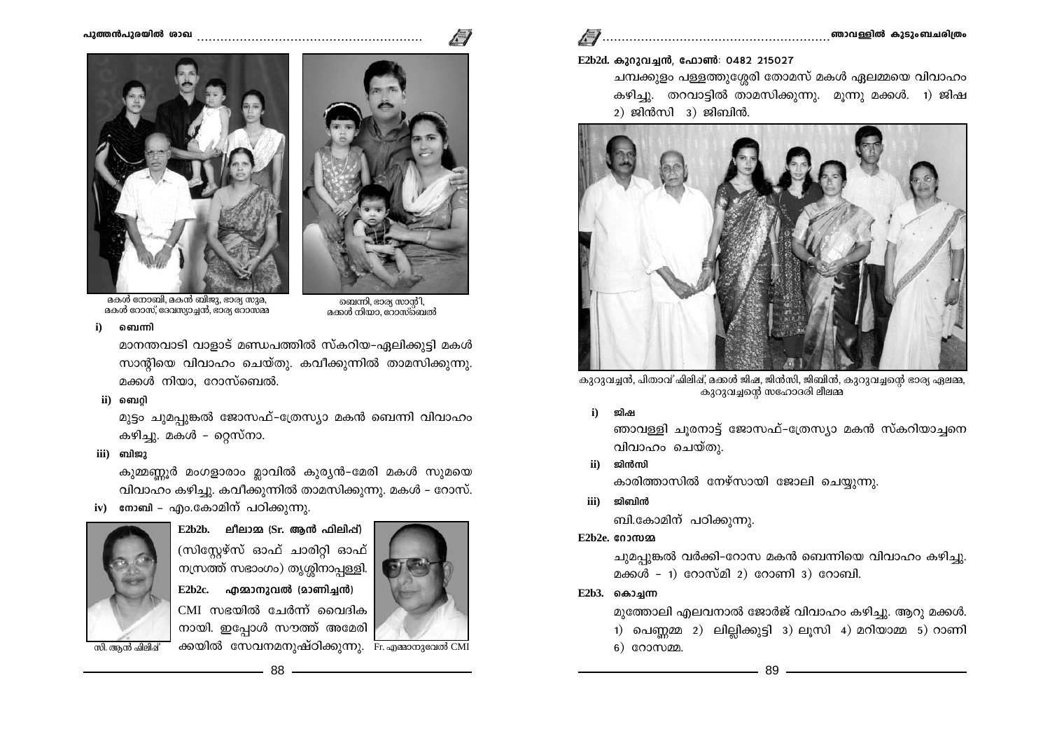മകൾ നോബി, മകൻ ബിജു, ഭാര്യ സുമ, മകൾ റോസ്, ദേവസ്യാച്ചൻ, ഭാര്യ റോസമ്മ

ബെന്നി, ഭാര്യ സാന്റി, മക്കൾ നിയാ, റോസ്ബെൽ

**i) ബെന്നി**

മാനന്തവാടി വാളാട് മണ്ഡപത്തിൽ സ്കറിയ-ഏലിക്കുട്ടി മകൾ സാന്റിയെ വിവാഹം ചെയ്തു. കവീക്കുന്നിൽ താമസിക്കുന്നു. മക്കൾ നിയാ, റോസ്ബെൽ.

**ii) ബെറ്റി**

മുട്ടം ചുമപ്പുങ്കൽ ജോസഫ്-ത്രേസ്യാ മകൻ ബെന്നി വിവാഹം കഴിച്ചു. മകൾ - റ്റെസ്നാ.

**iii) ബിജു**

കുമ്മണ്ണൂർ മംഗളാരാം മ്ലാവിൽ കുര്യൻ-മേരി മകൾ സുമയെ വിവാഹം കഴിച്ചു. കവീക്കുന്നിൽ താമസിക്കുന്നു. മകൾ - റോസ്.

**iv) നോബി** - എം.കോമിന് പഠിക്കുന്നു.

**E2b2b. ലീലാമ്മ (Sr. ആൻ ഫിലിപ്പ്)**

(സിസ്റ്റേഴ്സ് ഓഫ് ചാരിറ്റി ഓഫ് നസ്രത്ത് സഭാംഗം) തൃശ്ശിനാപ്പള്ളി.

സി. ആൻ ഫിലിപ്പ്

**E2b2c. എമ്മാനുവൽ (മാണിച്ചൻ)**

CMI സഭയിൽ ചേർന്ന് വൈദികനായി. ഇപ്പോൾ സൗത്ത് അമേരിക്കയിൽ സേവനമനുഷ്ഠിക്കുന്നു.

Fr. എമ്മാനുവേൽ CMI

**E2b2d. കുറുവച്ചൻ, ഫോൺ: 0482 215027**

ചമ്പക്കുളം പള്ളത്തുശ്ശേരി തോമസ് മകൾ ഏലമ്മയെ വിവാഹം കഴിച്ചു. തറവാട്ടിൽ താമസിക്കുന്നു. മൂന്നു മക്കൾ. 1) ജിഷ 2) ജിൻസി 3) ജിബിൻ.

കുറുവച്ചൻ, പിതാവ് ഫിലിപ്, മക്കൾ ജിഷ, ജിൻസി, ജിബിൻ, കുറുവച്ചന്റെ ഭാര്യ ഏലമ്മ, കുറുവച്ചന്റെ സഹോദരി ലീലമ്മ

**i) ജിഷ**

ഞാവള്ളി ചൂരനാട്ട് ജോസഫ്-ത്രേസ്യാ മകൻ സ്കറിയാച്ചനെ വിവാഹം ചെയ്തു.

**ii) ജിൻസി**

കാരിത്താസിൽ നേഴ്സായി ജോലി ചെയ്യുന്നു.

**iii) ജിബിൻ**

ബി.കോമിന് പഠിക്കുന്നു.

**E2b2e. റോസമ്മ**

ചുമപ്പുങ്കൽ വർക്കി-റോസ മകൻ ബെന്നിയെ വിവാഹം കഴിച്ചു. മക്കൾ - 1) റോസ്മി 2) റോണി 3) റോബി.

**E2b3. കൊച്ചന്ന**

മുത്തോലി എലവനാൽ ജോർജ് വിവാഹം കഴിച്ചു. ആറു മക്കൾ. 1) പെണ്ണമ്മ 2) ലില്ലിക്കുട്ടി 3) ലൂസി 4) മറിയാമ്മ 5) റാണി 6) റോസമ്മ.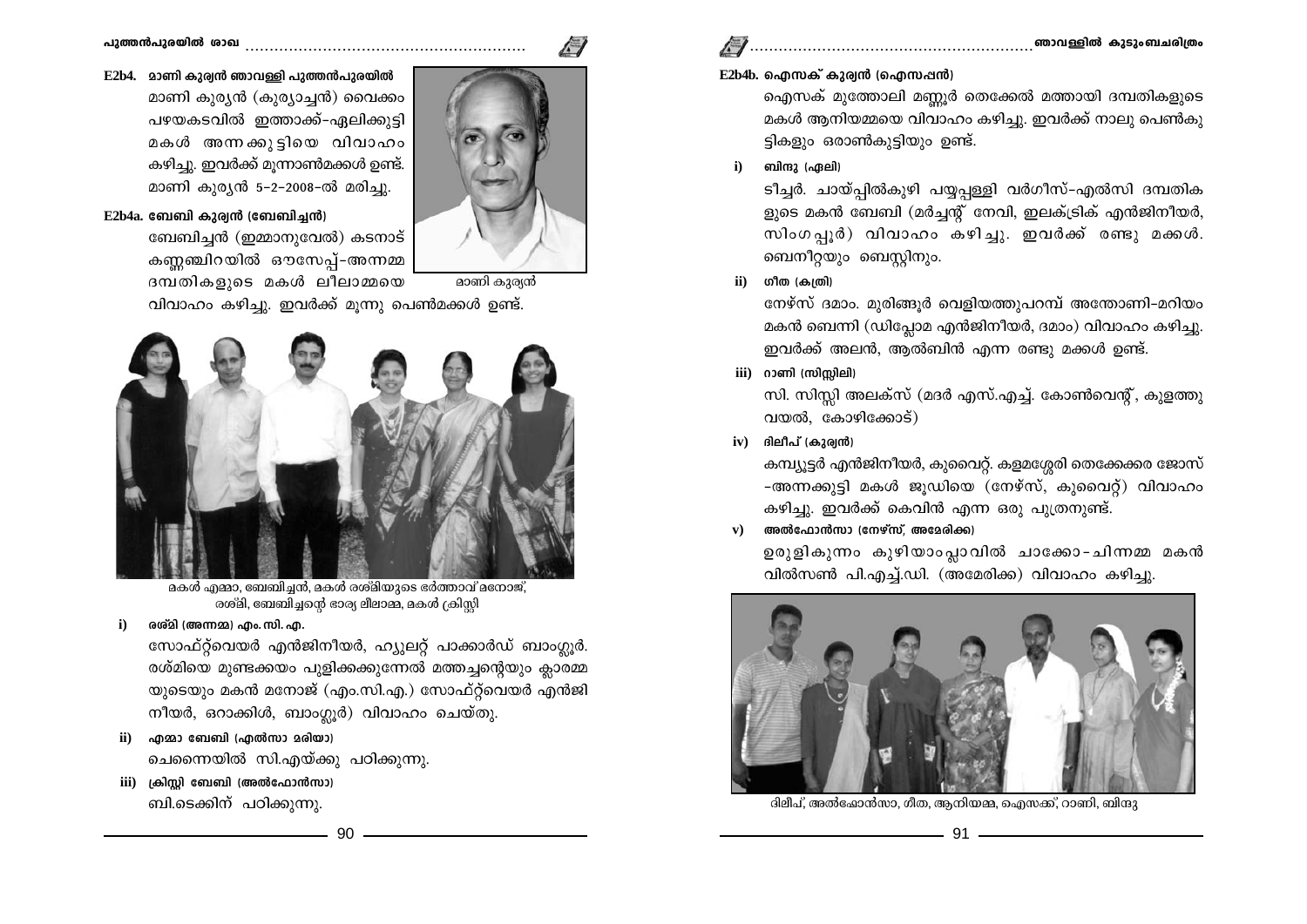## E2b4. മാണി കുര്യൻ ഞാവള്ളി പുത്തൻപുരയിൽ

മാണി കുര്യൻ (കുര്യാച്ചൻ) വൈക്കം പഴയകടവിൽ ഇത്താക്ക്-ഏലിക്കുട്ടി മകൾ അന്നക്കുട്ടിയെ വിവാഹം കഴിച്ചു. ഇവർക്ക് മൂന്നാൺമക്കൾ ഉണ്ട്. മാണി കുര്യൻ 5-2-2008-ൽ മരിച്ചു.

മാണി കുര്യൻ

### E2b4a. ബേബി കുര്യൻ (ബേബിച്ചൻ)

ബേബിച്ചൻ (ഇമ്മാനുവേൽ) കടനാട് കണ്ണഞ്ചിറയിൽ ഔസേപ്പ്-അന്നമ്മ ദമ്പതികളുടെ മകൾ ലീലാമ്മയെ വിവാഹം കഴിച്ചു. ഇവർക്ക് മൂന്നു പെൺമക്കൾ ഉണ്ട്.

മകൾ എമ്മാ, ബേബിച്ചൻ, മകൾ രശ്മിയുടെ ഭർത്താവ് മനോജ്, രശ്മി, ബേബിച്ചന്റെ ഭാര്യ ലീലാമ്മ, മകൾ ക്രിസ്റ്റി

**i) രശ്മി (അന്നമ്മ) എം.സി.എ.**

സോഫ്റ്റ്‌വെയർ എൻജിനീയർ, ഹ്യൂലറ്റ് പാക്കാർഡ് ബാംഗ്ലൂർ. രശ്മിയെ മുണ്ടക്കയം പുളിക്കക്കുന്നേൽ മത്തച്ചന്റെയും ക്ലാരമ്മ യുടെയും മകൻ മനോജ് (എം.സി.എ.) സോഫ്റ്റ്‌വെയർ എൻജി നീയർ, ഒറാക്കിൾ, ബാംഗ്ലൂർ) വിവാഹം ചെയ്തു.

**ii) എമ്മാ ബേബി (എൽസാ മരിയാ)**

ചെന്നൈയിൽ സി.എയ്ക്കു പഠിക്കുന്നു.

**iii) ക്രിസ്റ്റി ബേബി (അൽഫോൻസാ)**

ബി.ടെക്കിന് പഠിക്കുന്നു.

### E2b4b. ഐസക് കുര്യൻ (ഐസപ്പൻ)

ഐസക് മുത്തോലി മണ്ണൂർ തെക്കേൽ മത്തായി ദമ്പതികളുടെ മകൾ ആനിയമ്മയെ വിവാഹം കഴിച്ചു. ഇവർക്ക് നാലു പെൺകു ട്ടികളും ഒരാൺകുട്ടിയും ഉണ്ട്.

**i) ബിന്ദു (ഏലി)**

ടീച്ചർ. ചായ്പ്പിൽകുഴി പയ്യപ്പള്ളി വർഗീസ്-എൽസി ദമ്പതിക ളുടെ മകൻ ബേബി (മർച്ചന്റ് നേവി, ഇലക്ട്രിക് എൻജിനീയർ, സിംഗപ്പൂർ) വിവാഹം കഴിച്ചു. ഇവർക്ക് രണ്ടു മക്കൾ. ബെനീറ്റയും ബെസ്റ്റിനും.

**ii) ഗീത (കത്രി)**

നേഴ്സ് ദമാം. മുരിങ്ങൂർ വെളിയത്തുപറമ്പ് അന്തോണി-മറിയം മകൻ ബെന്നി (ഡിപ്ലോമ എൻജിനീയർ, ദമാം) വിവാഹം കഴിച്ചു. ഇവർക്ക് അലൻ, ആൽബിൻ എന്ന രണ്ടു മക്കൾ ഉണ്ട്.

**iii) റാണി (സിസ്സിലി)**

സി. സിസ്സി അലക്സ് (മദർ എസ്.എച്ച്. കോൺവെന്റ്, കുളത്തു വയൽ, കോഴിക്കോട്)

**iv) ദിലീപ് (കുര്യൻ)**

കമ്പ്യൂട്ടർ എൻജിനീയർ, കുവൈറ്റ്. കളമശ്ശേരി തെക്കേക്കര ജോസ് -അന്നക്കുട്ടി മകൾ ജൂഡിയെ (നേഴ്സ്, കുവൈറ്റ്) വിവാഹം കഴിച്ചു. ഇവർക്ക് കെവിൻ എന്ന ഒരു പുത്രനുണ്ട്.

**v) അൽഫോൻസാ (നേഴ്സ്, അമേരിക്ക)**

ഉരുളികുന്നം കുഴിയാംപ്ലാവിൽ ചാക്കോ-ചിന്നമ്മ മകൻ വിൽസൺ പി.എച്ച്.ഡി. (അമേരിക്ക) വിവാഹം കഴിച്ചു.

ദിലീപ്, അൽഫോൻസാ, ഗീത, ആനിയമ്മ, ഐസക്, റാണി, ബിന്ദു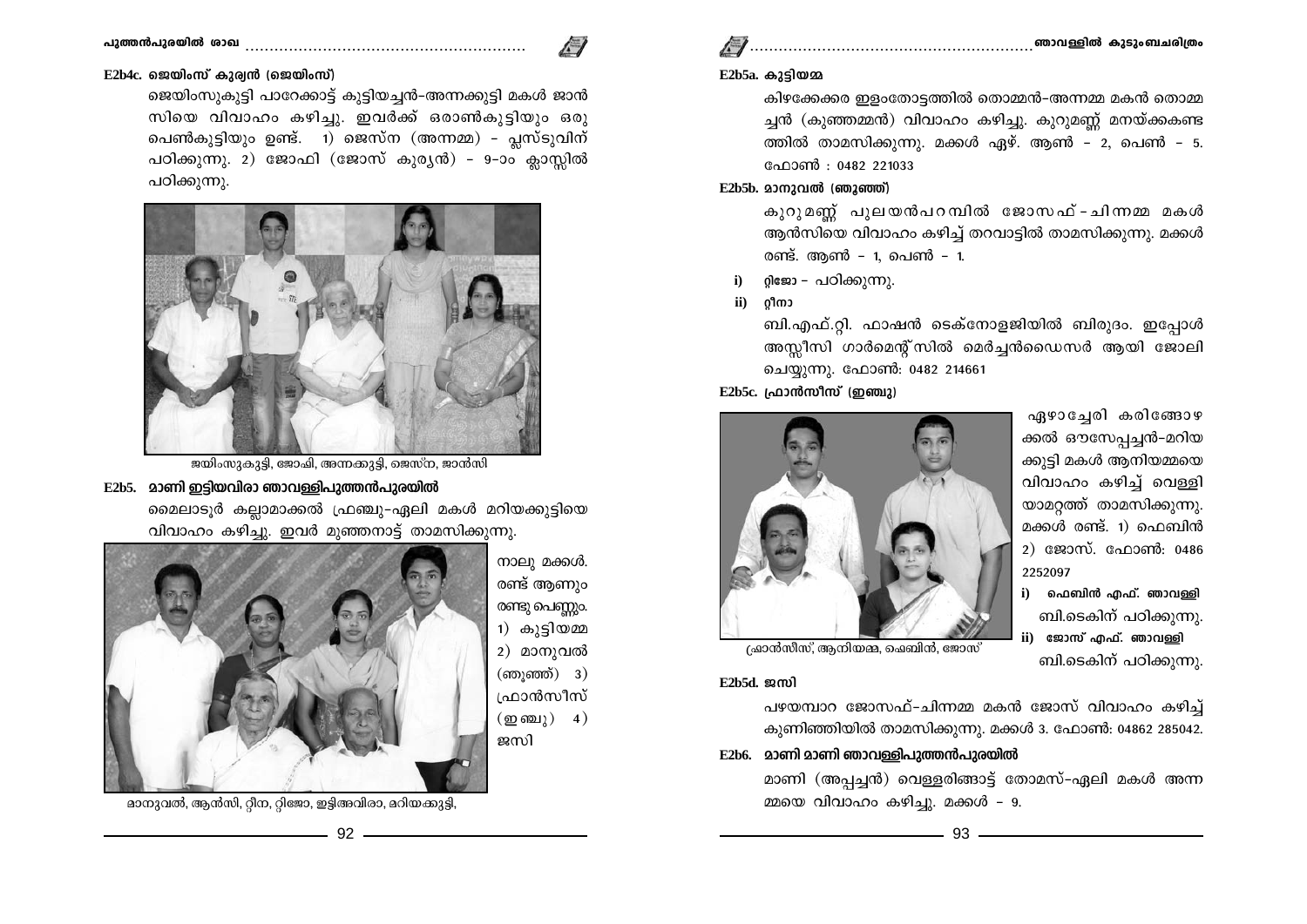### E2b4c. ജെയിംസ് കുര്യൻ (ജെയിംസ്)

ജെയിംസുകുട്ടി പാറേക്കാട്ട് കുട്ടിയച്ചൻ–അന്നക്കുട്ടി മകൾ ജാൻസിയെ വിവാഹം കഴിച്ചു. ഇവർക്ക് ഒരാൺകുട്ടിയും ഒരു പെൺകുട്ടിയും ഉണ്ട്. 1) ജെസ്ന (അന്നമ്മ) – പ്ലസ്ടുവിന് പഠിക്കുന്നു. 2) ജോഫി (ജോസ് കുര്യൻ) – 9–ാം ക്ലാസ്സിൽ പഠിക്കുന്നു.

ജയിംസുകുട്ടി, ജോഫി, അന്നക്കുട്ടി, ജെസ്ന, ജാൻസി

### E2b5. മാണി ഇട്ടിയവിരാ ഞാവള്ളിപുത്തൻപുരയിൽ

മൈലാടൂർ കല്ലാമാക്കൽ ഫ്രഞ്ചു–ഏലി മകൾ മറിയക്കുട്ടിയെ വിവാഹം കഴിച്ചു. ഇവർ മുഞ്ഞനാട്ട് താമസിക്കുന്നു.

നാലു മക്കൾ. രണ്ട് ആണും രണ്ടു പെണ്ണും. 1) കുട്ടിയമ്മ 2) മാനുവൽ (ഞൂഞ്ഞ്) 3) ഫ്രാൻസീസ് (ഇഞ്ചു) 4) ജസി

മാനുവൽ, ആൻസി, റ്റീന, റ്റിജോ, ഇട്ടിഅവിരാ, മറിയക്കുട്ടി,

### E2b5a. കുട്ടിയമ്മ

കിഴക്കേക്കര ഇളംതോട്ടത്തിൽ തൊമ്മൻ–അന്നമ്മ മകൻ തൊമ്മച്ചൻ (കുഞ്ഞമ്മൻ) വിവാഹം കഴിച്ചു. കുറുമണ്ണ് മനയ്ക്കകണ്ടത്തിൽ താമസിക്കുന്നു. മക്കൾ ഏഴ്. ആൺ – 2, പെൺ – 5. ഫോൺ : 0482 221033

### E2b5b. മാനുവൽ (ഞൂഞ്ഞ്)

കുറുമണ്ണ് പുലയൻപറമ്പിൽ ജോസഫ്–ചിന്നമ്മ മകൾ ആൻസിയെ വിവാഹം കഴിച്ച് തറവാട്ടിൽ താമസിക്കുന്നു. മക്കൾ രണ്ട്. ആൺ – 1, പെൺ – 1.

i) റ്റിജോ – പഠിക്കുന്നു.

ii) റ്റീനാ

ബി.എഫ്.റ്റി. ഫാഷൻ ടെക്നോളജിയിൽ ബിരുദം. ഇപ്പോൾ അസ്സീസി ഗാർമെന്റ്സിൽ മെർച്ചൻഡൈസർ ആയി ജോലി ചെയ്യുന്നു. ഫോൺ: 0482 214661

### E2b5c. ഫ്രാൻസീസ് (ഇഞ്ചു)

ഏഴാച്ചേരി കരിങ്ങോഴക്കൽ ഔസേപ്പച്ചൻ–മറിയക്കുട്ടി മകൾ ആനിയമ്മയെ വിവാഹം കഴിച്ച് വെള്ളിയാമറ്റത്ത് താമസിക്കുന്നു. മക്കൾ രണ്ട്. 1) ഫെബിൻ 2) ജോസ്. ഫോൺ: 0486 2252097

i) **ഫെബിൻ എഫ്. ഞാവള്ളി**
ബി.ടെകിന് പഠിക്കുന്നു.

ii) **ജോസ് എഫ്. ഞാവള്ളി**
ബി.ടെകിന് പഠിക്കുന്നു.

ഫ്രാൻസീസ്, ആനിയമ്മ, ഫെബിൻ, ജോസ്

### E2b5d. ജസി

പഴയമ്പാറ ജോസഫ്–ചിന്നമ്മ മകൻ ജോസ് വിവാഹം കഴിച്ച് കുണിഞ്ഞിയിൽ താമസിക്കുന്നു. മക്കൾ 3. ഫോൺ: 04862 285042.

### E2b6. മാണി മാണി ഞാവള്ളിപുത്തൻപുരയിൽ

മാണി (അപ്പച്ചൻ) വെള്ളരിങ്ങാട്ട് തോമസ്–ഏലി മകൾ അന്നമ്മയെ വിവാഹം കഴിച്ചു. മക്കൾ – 9.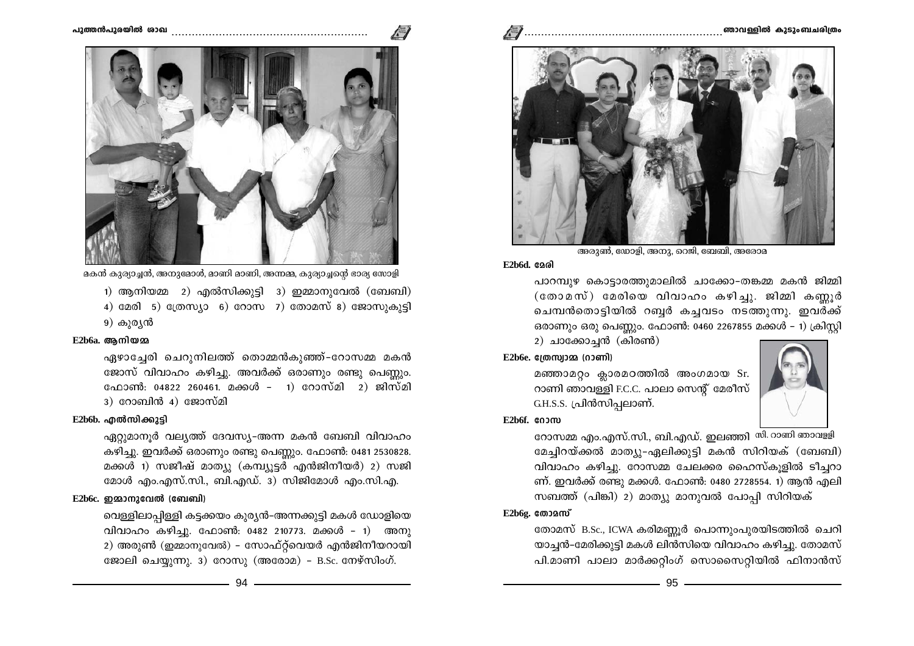മകൻ കുര്യാച്ചൻ, അനുമോൾ, മാണി മാണി, അന്നമ്മ, കുര്യാച്ചന്റെ ഭാര്യ സോളി

1) ആനിയമ്മ 2) എൽസിക്കുട്ടി 3) ഇമ്മാനുവേൽ (ബേബി) 4) മേരി 5) ത്രേസ്യാ 6) റോസ 7) തോമസ് 8) ജോസുകുട്ടി 9) കുര്യൻ

**E2b6a. ആനിയമ്മ**

ഏഴാച്ചേരി ചെറുനിലത്ത് തൊമ്മൻകുഞ്ഞ്–റോസമ്മ മകൻ ജോസ് വിവാഹം കഴിച്ചു. അവർക്ക് ഒരാണും രണ്ടു പെണ്ണും. ഫോൺ: 04822 260461. മക്കൾ – 1) റോസ്മി 2) ജിസ്മി 3) റോബിൻ 4) ജോസ്മി

**E2b6b. എൽസിക്കുട്ടി**

ഏറ്റുമാനൂർ വല്യത്ത് ദേവസ്യ–അന്ന മകൻ ബേബി വിവാഹം കഴിച്ചു. ഇവർക്ക് ഒരാണും രണ്ടു പെണ്ണും. ഫോൺ: 0481 2530828. മക്കൾ 1) സജീഷ് മാത്യു (കമ്പ്യൂട്ടർ എൻജിനീയർ) 2) സജി മോൾ എം.എസ്.സി., ബി.എഡ്. 3) സിജിമോൾ എം.സി.എ.

**E2b6c. ഇമ്മാനുവേൽ (ബേബി)**

വെള്ളിലാപ്പിള്ളി കട്ടക്കയം കുര്യൻ–അന്നക്കുട്ടി മകൾ ഡോളിയെ വിവാഹം കഴിച്ചു. ഫോൺ: 0482 210773. മക്കൾ – 1) അനു 2) അരുൺ (ഇമ്മാനുവേൽ) – സോഫ്റ്റ്‌വെയർ എൻജിനീയറായി ജോലി ചെയ്യുന്നു. 3) റോസു (അരോമ) – B.Sc. നേഴ്സിംഗ്.

അരുൺ, ഡോളി, അനു, റെജി, ബേബി, അരോമ

**E2b6d. മേരി**

പാറമ്പുഴ കൊട്ടാരത്തുമാലിൽ ചാക്കോ–തങ്കമ്മ മകൻ ജിമ്മി (തോമസ്) മേരിയെ വിവാഹം കഴിച്ചു. ജിമ്മി കണ്ണൂർ ചെമ്പൻതൊട്ടിയിൽ റബ്ബർ കച്ചവടം നടത്തുന്നു. ഇവർക്ക് ഒരാണും ഒരു പെണ്ണും. ഫോൺ: 0460 2267855 മക്കൾ – 1) ക്രിസ്റ്റി 2) ചാക്കോച്ചൻ (കിരൺ)

**E2b6e. ത്രേസ്യാമ്മ (റാണി)**

മഞ്ഞാമറ്റം ക്ലാരമഠത്തിൽ അംഗമായ Sr. റാണി ഞാവള്ളി F.C.C. പാലാ സെന്റ് മേരീസ് G.H.S.S. പ്രിൻസിപ്പലാണ്.

സി. റാണി ഞാവള്ളി

**E2b6f. റോസ**

റോസമ്മ എം.എസ്.സി., ബി.എഡ്. ഇലഞ്ഞി മേച്ചിറയ്ക്കൽ മാത്യു–ഏലിക്കുട്ടി മകൻ സിറിയക് (ബേബി) വിവാഹം കഴിച്ചു. റോസമ്മ ചേലക്കര ഹൈസ്കൂളിൽ ടീച്ചറാണ്. ഇവർക്ക് രണ്ടു മക്കൾ. ഫോൺ: 0480 2728554. 1) ആൻ എലിസബത്ത് (പിങ്കി) 2) മാത്യു മാനുവൽ പോപ്പി സിറിയക്

**E2b6g. തോമസ്**

തോമസ് B.Sc., ICWA കരിമണ്ണൂർ പൊന്നുംപുരയിടത്തിൽ ചെറിയാച്ചൻ–മേരിക്കുട്ടി മകൾ ലിൻസിയെ വിവാഹം കഴിച്ചു. തോമസ് പി.മാണി പാലാ മാർക്കറ്റിംഗ് സൊസൈറ്റിയിൽ ഫിനാൻസ്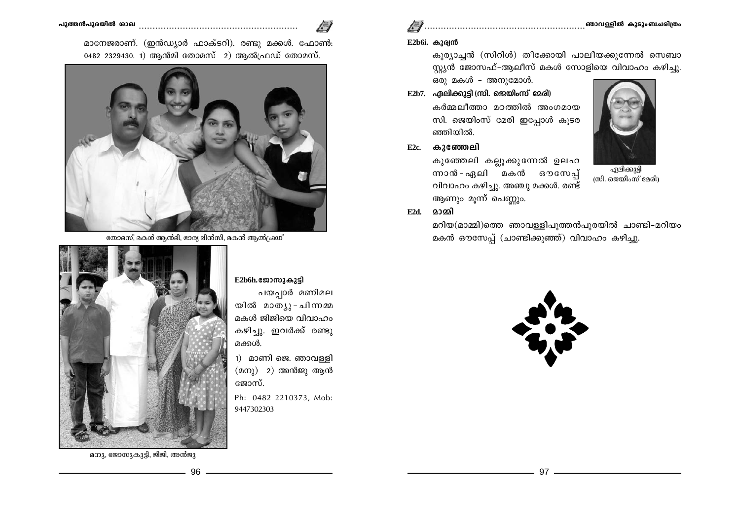മാനേജരാണ്. (ഇൻഡ്യാർ ഫാക്ടറി). രണ്ടു മക്കൾ. ഫോൺ: 0482 2329430. 1) ആൻമി തോമസ് 2) ആൽഫ്രഡ് തോമസ്.

തോമസ്, മകൾ ആൻമി, ഭാര്യ ലിൻസി, മകൻ ആൽഫ്രഡ്

**E2b6h. ജോസുകുട്ടി**

പയപ്പാർ മണിമലയിൽ മാത്യു-ചിന്നമ്മ മകൾ ജിജിയെ വിവാഹം കഴിച്ചു. ഇവർക്ക് രണ്ടു മക്കൾ.

1) മാണി ജെ. ഞാവള്ളി (മനു) 2) അൻജു ആൻ ജോസ്.

Ph: 0482 2210373, Mob: 9447302303

മനു, ജോസുകുട്ടി, ജിജി, അൻജു

**E2b6i. കുര്യൻ**

കുര്യാച്ചൻ (സിറിൾ) തീക്കോയി പാലീയക്കുന്നേൽ സെബാസ്റ്റ്യൻ ജോസഫ്-ആലീസ് മകൾ സോളിയെ വിവാഹം കഴിച്ചു. ഒരു മകൾ - അനുമോൾ.

**E2b7. ഏലിക്കുട്ടി (സി. ജെയിംസ് മേരി)**

കർമ്മലീത്താ മഠത്തിൽ അംഗമായ സി. ജെയിംസ് മേരി ഇപ്പോൾ കൂടരഞ്ഞിയിൽ.

ഏലിക്കുട്ടി
(സി. ജെയിംസ് മേരി)

**E2c. കുഞ്ഞേലി**

കുഞ്ഞേലി കല്ലുക്കുന്നേൽ ഉലഹന്നാൻ-ഏലി മകൻ ഔസേപ്പ് വിവാഹം കഴിച്ചു. അഞ്ചു മക്കൾ. രണ്ട് ആണും മൂന്ന് പെണ്ണും.

**E2d. മാമ്മി**

മറിയ(മാമ്മി)ത്തെ ഞാവള്ളിപുത്തൻപുരയിൽ ചാണ്ടി-മറിയം മകൻ ഔസേപ്പ് (ചാണ്ടിക്കുഞ്ഞ്) വിവാഹം കഴിച്ചു.